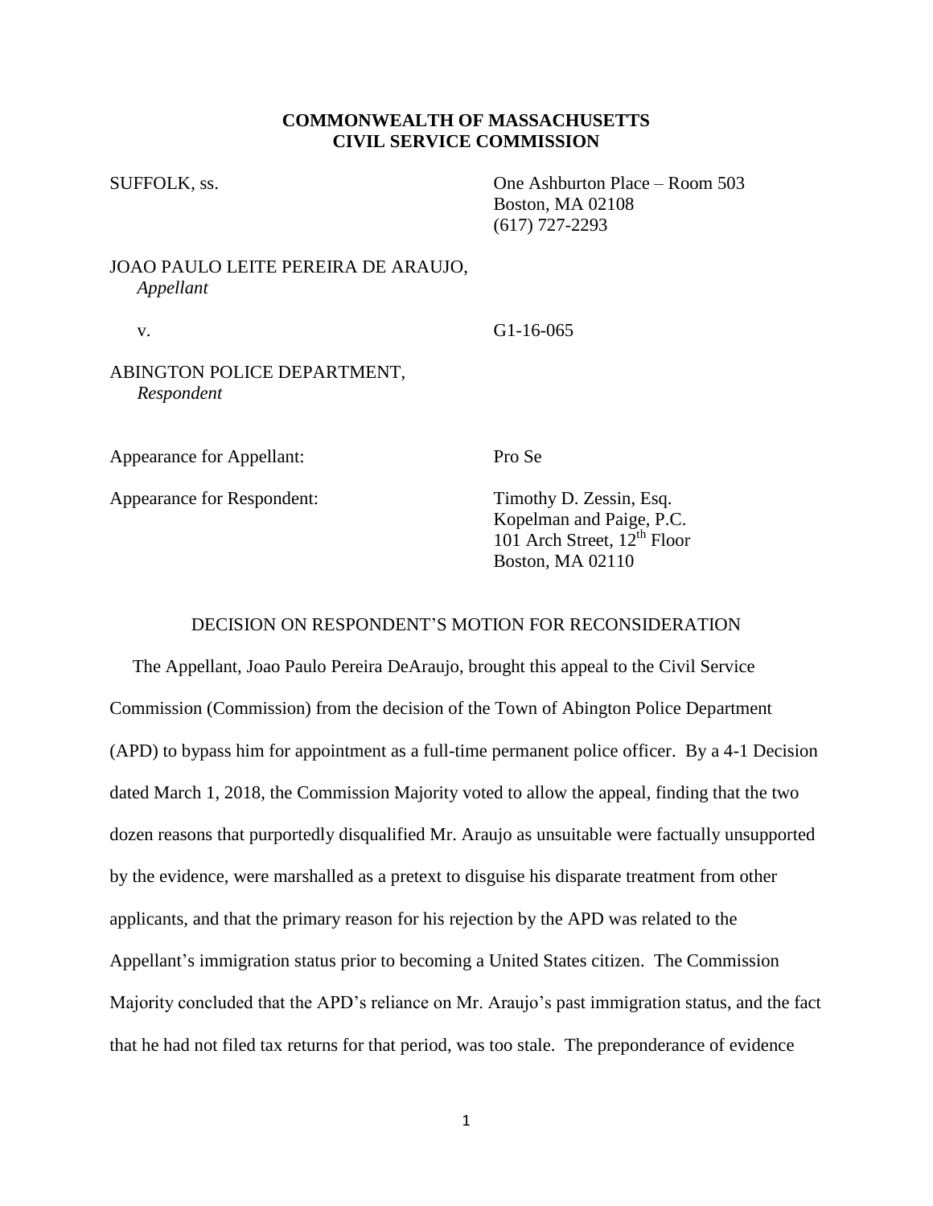**COMMONWEALTH OF MASSACHUSETTS**
**CIVIL SERVICE COMMISSION**

SUFFOLK, ss.

One Ashburton Place – Room 503
Boston, MA 02108
(617) 727-2293

JOAO PAULO LEITE PEREIRA DE ARAUJO,
*Appellant*

v.

G1-16-065

ABINGTON POLICE DEPARTMENT,
*Respondent*

Appearance for Appellant: Pro Se

Appearance for Respondent: Timothy D. Zessin, Esq.
Kopelman and Paige, P.C.
101 Arch Street, 12th Floor
Boston, MA 02110

DECISION ON RESPONDENT'S MOTION FOR RECONSIDERATION

The Appellant, Joao Paulo Pereira DeAraujo, brought this appeal to the Civil Service Commission (Commission) from the decision of the Town of Abington Police Department (APD) to bypass him for appointment as a full-time permanent police officer. By a 4-1 Decision dated March 1, 2018, the Commission Majority voted to allow the appeal, finding that the two dozen reasons that purportedly disqualified Mr. Araujo as unsuitable were factually unsupported by the evidence, were marshalled as a pretext to disguise his disparate treatment from other applicants, and that the primary reason for his rejection by the APD was related to the Appellant's immigration status prior to becoming a United States citizen. The Commission Majority concluded that the APD's reliance on Mr. Araujo's past immigration status, and the fact that he had not filed tax returns for that period, was too stale. The preponderance of evidence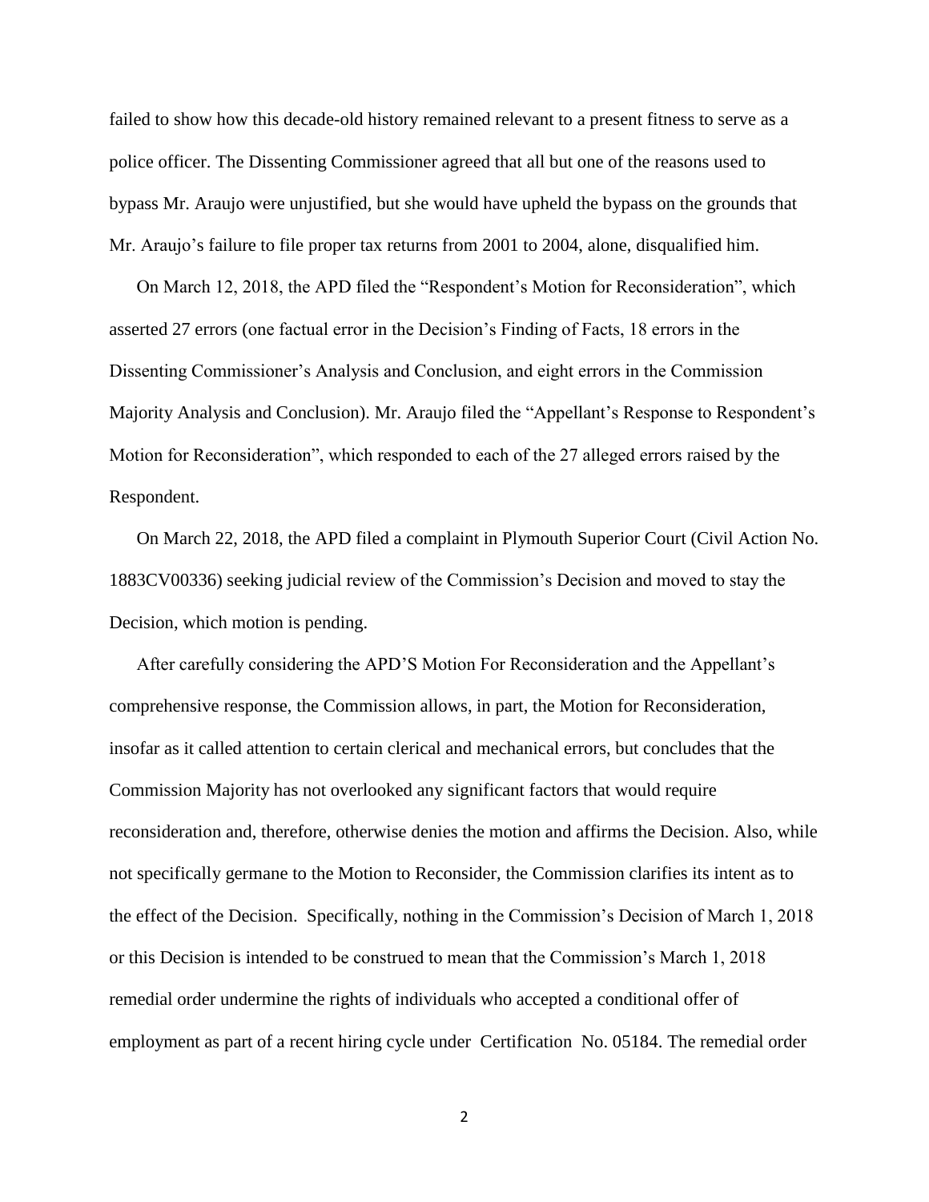failed to show how this decade-old history remained relevant to a present fitness to serve as a police officer. The Dissenting Commissioner agreed that all but one of the reasons used to bypass Mr. Araujo were unjustified, but she would have upheld the bypass on the grounds that Mr. Araujo's failure to file proper tax returns from 2001 to 2004, alone, disqualified him.

On March 12, 2018, the APD filed the "Respondent's Motion for Reconsideration", which asserted 27 errors (one factual error in the Decision's Finding of Facts, 18 errors in the Dissenting Commissioner's Analysis and Conclusion, and eight errors in the Commission Majority Analysis and Conclusion). Mr. Araujo filed the "Appellant's Response to Respondent's Motion for Reconsideration", which responded to each of the 27 alleged errors raised by the Respondent.

On March 22, 2018, the APD filed a complaint in Plymouth Superior Court (Civil Action No. 1883CV00336) seeking judicial review of the Commission's Decision and moved to stay the Decision, which motion is pending.

After carefully considering the APD'S Motion For Reconsideration and the Appellant's comprehensive response, the Commission allows, in part, the Motion for Reconsideration, insofar as it called attention to certain clerical and mechanical errors, but concludes that the Commission Majority has not overlooked any significant factors that would require reconsideration and, therefore, otherwise denies the motion and affirms the Decision. Also, while not specifically germane to the Motion to Reconsider, the Commission clarifies its intent as to the effect of the Decision. Specifically, nothing in the Commission's Decision of March 1, 2018 or this Decision is intended to be construed to mean that the Commission's March 1, 2018 remedial order undermine the rights of individuals who accepted a conditional offer of employment as part of a recent hiring cycle under Certification No. 05184. The remedial order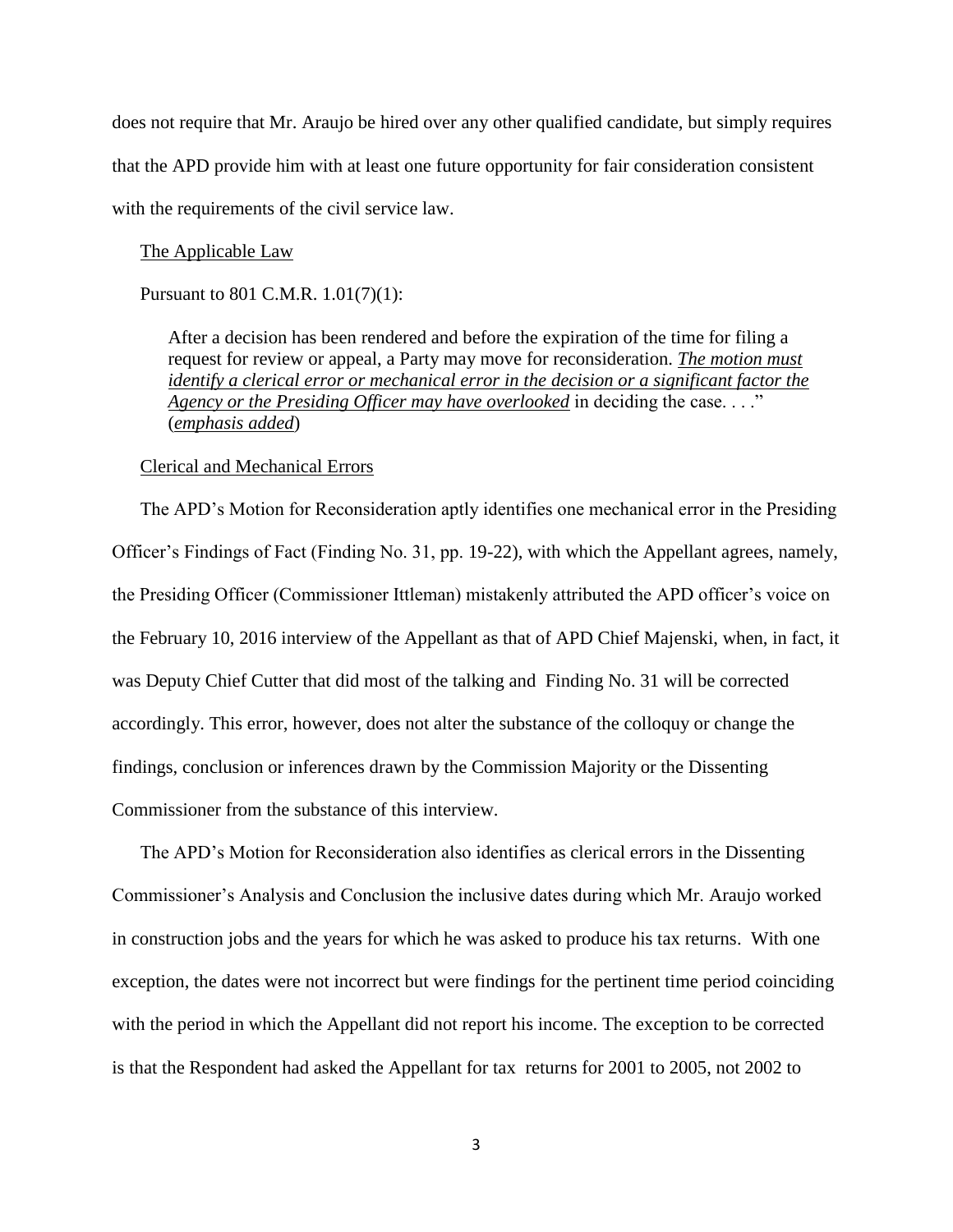does not require that Mr. Araujo be hired over any other qualified candidate, but simply requires that the APD provide him with at least one future opportunity for fair consideration consistent with the requirements of the civil service law.

<u>The Applicable Law</u>

Pursuant to 801 C.M.R. 1.01(7)(1):

> After a decision has been rendered and before the expiration of the time for filing a request for review or appeal, a Party may move for reconsideration. ***<u>The motion must identify a clerical error or mechanical error in the decision or a significant factor the Agency or the Presiding Officer may have overlooked</u>*** in deciding the case. . . ." (***<u>emphasis added</u>***)

<u>Clerical and Mechanical Errors</u>

The APD's Motion for Reconsideration aptly identifies one mechanical error in the Presiding Officer's Findings of Fact (Finding No. 31, pp. 19-22), with which the Appellant agrees, namely, the Presiding Officer (Commissioner Ittleman) mistakenly attributed the APD officer's voice on the February 10, 2016 interview of the Appellant as that of APD Chief Majenski, when, in fact, it was Deputy Chief Cutter that did most of the talking and Finding No. 31 will be corrected accordingly. This error, however, does not alter the substance of the colloquy or change the findings, conclusion or inferences drawn by the Commission Majority or the Dissenting Commissioner from the substance of this interview.

The APD's Motion for Reconsideration also identifies as clerical errors in the Dissenting Commissioner's Analysis and Conclusion the inclusive dates during which Mr. Araujo worked in construction jobs and the years for which he was asked to produce his tax returns. With one exception, the dates were not incorrect but were findings for the pertinent time period coinciding with the period in which the Appellant did not report his income. The exception to be corrected is that the Respondent had asked the Appellant for tax returns for 2001 to 2005, not 2002 to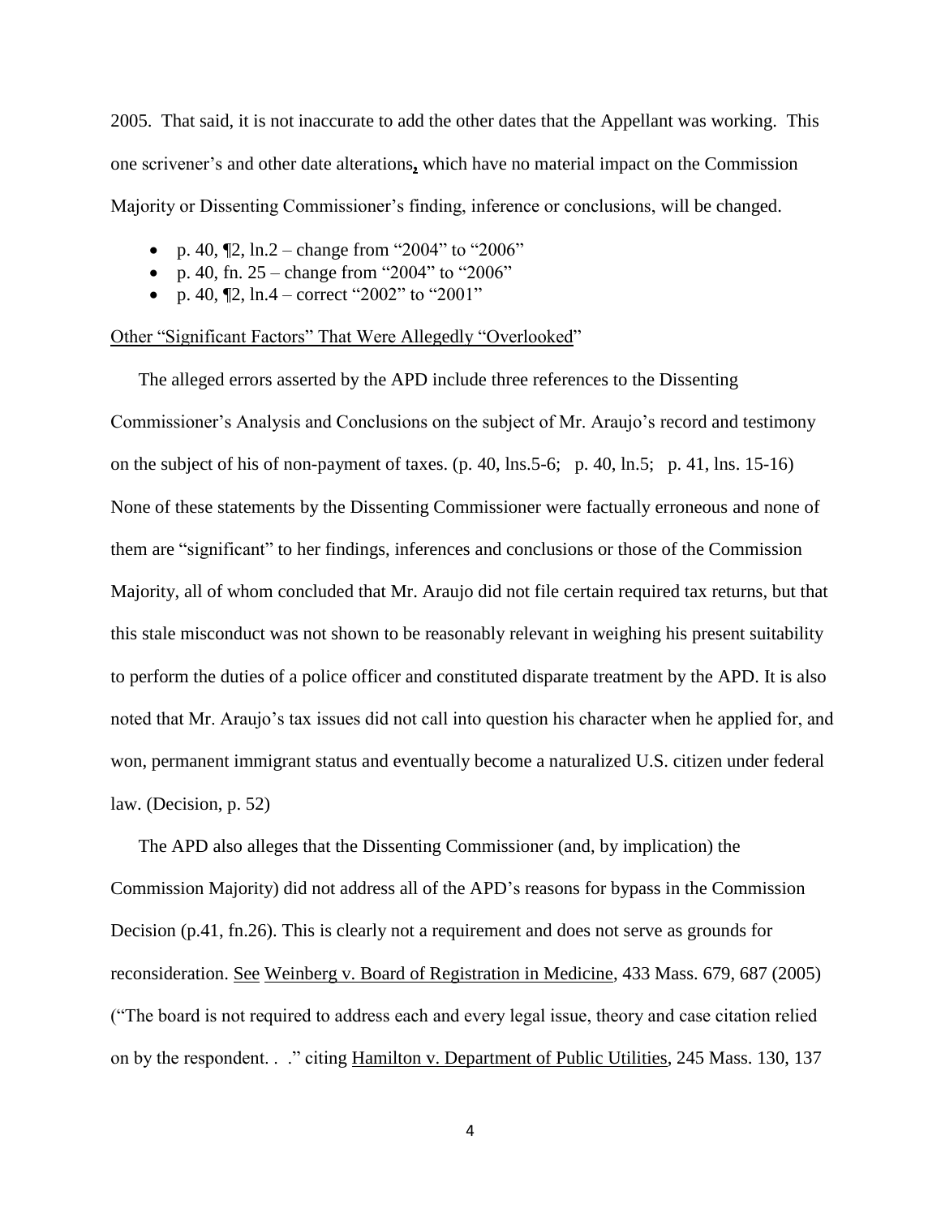2005. That said, it is not inaccurate to add the other dates that the Appellant was working. This one scrivener's and other date alterations**,** which have no material impact on the Commission Majority or Dissenting Commissioner's finding, inference or conclusions, will be changed.

- p. 40, ¶2, ln.2 – change from "2004" to "2006"
- p. 40, fn. 25 – change from "2004" to "2006"
- p. 40, ¶2, ln.4 – correct "2002" to "2001"

Other "Significant Factors" That Were Allegedly "Overlooked"

The alleged errors asserted by the APD include three references to the Dissenting Commissioner's Analysis and Conclusions on the subject of Mr. Araujo's record and testimony on the subject of his of non-payment of taxes. (p. 40, lns.5-6; p. 40, ln.5; p. 41, lns. 15-16) None of these statements by the Dissenting Commissioner were factually erroneous and none of them are "significant" to her findings, inferences and conclusions or those of the Commission Majority, all of whom concluded that Mr. Araujo did not file certain required tax returns, but that this stale misconduct was not shown to be reasonably relevant in weighing his present suitability to perform the duties of a police officer and constituted disparate treatment by the APD. It is also noted that Mr. Araujo's tax issues did not call into question his character when he applied for, and won, permanent immigrant status and eventually become a naturalized U.S. citizen under federal law. (Decision, p. 52)

The APD also alleges that the Dissenting Commissioner (and, by implication) the Commission Majority) did not address all of the APD's reasons for bypass in the Commission Decision (p.41, fn.26). This is clearly not a requirement and does not serve as grounds for reconsideration. See Weinberg v. Board of Registration in Medicine, 433 Mass. 679, 687 (2005) ("The board is not required to address each and every legal issue, theory and case citation relied on by the respondent. . ." citing Hamilton v. Department of Public Utilities, 245 Mass. 130, 137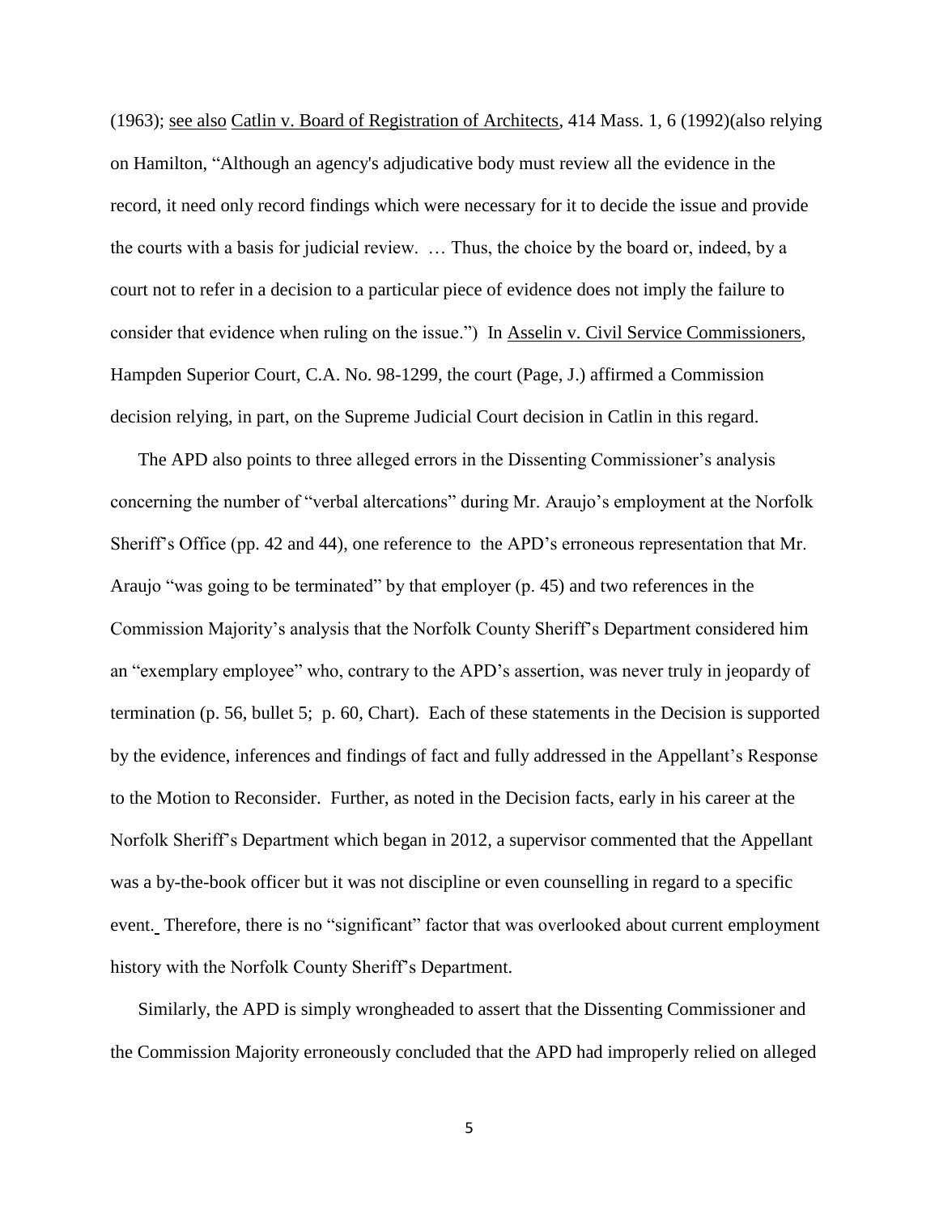(1963); see also Catlin v. Board of Registration of Architects, 414 Mass. 1, 6 (1992)(also relying on Hamilton, "Although an agency's adjudicative body must review all the evidence in the record, it need only record findings which were necessary for it to decide the issue and provide the courts with a basis for judicial review. … Thus, the choice by the board or, indeed, by a court not to refer in a decision to a particular piece of evidence does not imply the failure to consider that evidence when ruling on the issue.") In Asselin v. Civil Service Commissioners, Hampden Superior Court, C.A. No. 98-1299, the court (Page, J.) affirmed a Commission decision relying, in part, on the Supreme Judicial Court decision in Catlin in this regard.

The APD also points to three alleged errors in the Dissenting Commissioner's analysis concerning the number of "verbal altercations" during Mr. Araujo's employment at the Norfolk Sheriff's Office (pp. 42 and 44), one reference to the APD's erroneous representation that Mr. Araujo "was going to be terminated" by that employer (p. 45) and two references in the Commission Majority's analysis that the Norfolk County Sheriff's Department considered him an "exemplary employee" who, contrary to the APD's assertion, was never truly in jeopardy of termination (p. 56, bullet 5; p. 60, Chart). Each of these statements in the Decision is supported by the evidence, inferences and findings of fact and fully addressed in the Appellant's Response to the Motion to Reconsider. Further, as noted in the Decision facts, early in his career at the Norfolk Sheriff's Department which began in 2012, a supervisor commented that the Appellant was a by-the-book officer but it was not discipline or even counselling in regard to a specific event. Therefore, there is no "significant" factor that was overlooked about current employment history with the Norfolk County Sheriff's Department.

Similarly, the APD is simply wrongheaded to assert that the Dissenting Commissioner and the Commission Majority erroneously concluded that the APD had improperly relied on alleged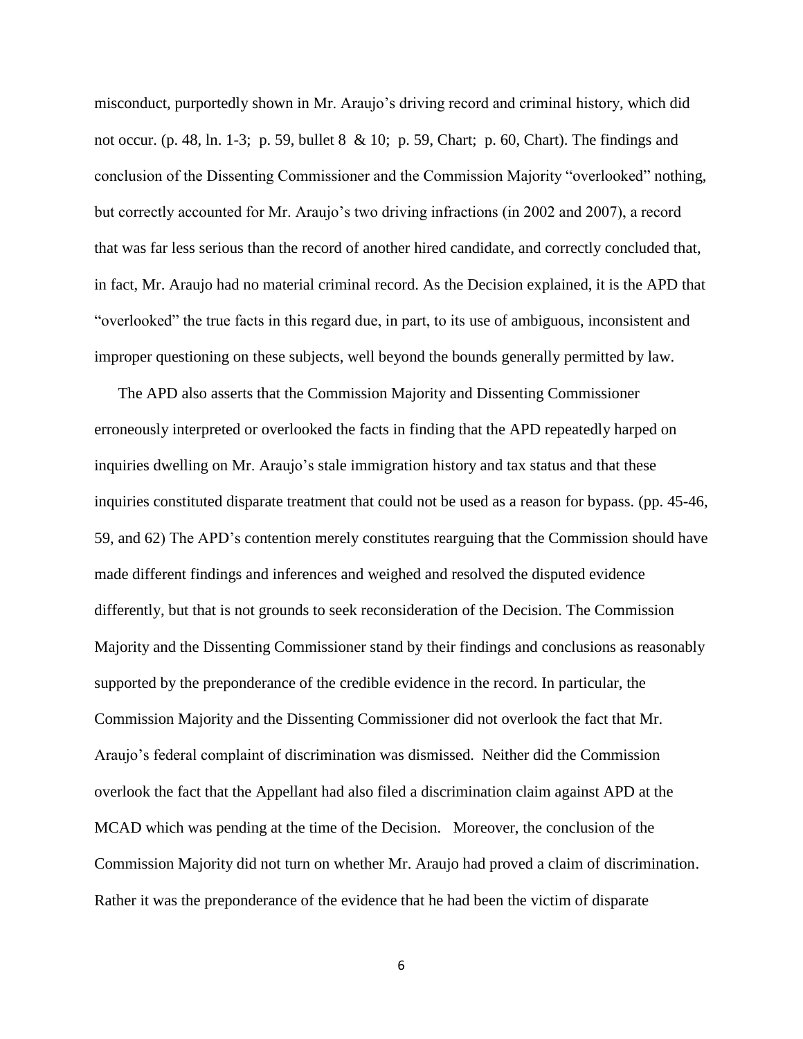misconduct, purportedly shown in Mr. Araujo's driving record and criminal history, which did not occur. (p. 48, ln. 1-3; p. 59, bullet 8 & 10; p. 59, Chart; p. 60, Chart). The findings and conclusion of the Dissenting Commissioner and the Commission Majority "overlooked" nothing, but correctly accounted for Mr. Araujo's two driving infractions (in 2002 and 2007), a record that was far less serious than the record of another hired candidate, and correctly concluded that, in fact, Mr. Araujo had no material criminal record. As the Decision explained, it is the APD that "overlooked" the true facts in this regard due, in part, to its use of ambiguous, inconsistent and improper questioning on these subjects, well beyond the bounds generally permitted by law.

The APD also asserts that the Commission Majority and Dissenting Commissioner erroneously interpreted or overlooked the facts in finding that the APD repeatedly harped on inquiries dwelling on Mr. Araujo's stale immigration history and tax status and that these inquiries constituted disparate treatment that could not be used as a reason for bypass. (pp. 45-46, 59, and 62) The APD's contention merely constitutes rearguing that the Commission should have made different findings and inferences and weighed and resolved the disputed evidence differently, but that is not grounds to seek reconsideration of the Decision. The Commission Majority and the Dissenting Commissioner stand by their findings and conclusions as reasonably supported by the preponderance of the credible evidence in the record. In particular, the Commission Majority and the Dissenting Commissioner did not overlook the fact that Mr. Araujo's federal complaint of discrimination was dismissed. Neither did the Commission overlook the fact that the Appellant had also filed a discrimination claim against APD at the MCAD which was pending at the time of the Decision. Moreover, the conclusion of the Commission Majority did not turn on whether Mr. Araujo had proved a claim of discrimination. Rather it was the preponderance of the evidence that he had been the victim of disparate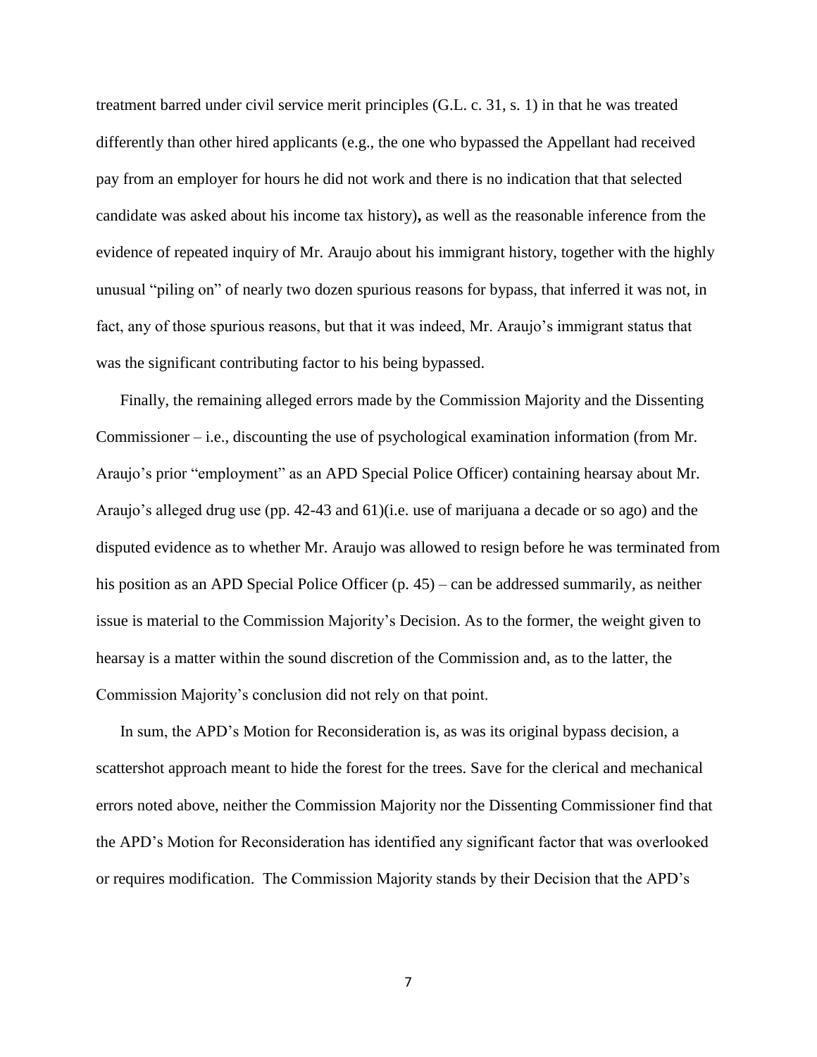treatment barred under civil service merit principles (G.L. c. 31, s. 1) in that he was treated differently than other hired applicants (e.g., the one who bypassed the Appellant had received pay from an employer for hours he did not work and there is no indication that that selected candidate was asked about his income tax history), as well as the reasonable inference from the evidence of repeated inquiry of Mr. Araujo about his immigrant history, together with the highly unusual "piling on" of nearly two dozen spurious reasons for bypass, that inferred it was not, in fact, any of those spurious reasons, but that it was indeed, Mr. Araujo's immigrant status that was the significant contributing factor to his being bypassed.

Finally, the remaining alleged errors made by the Commission Majority and the Dissenting Commissioner – i.e., discounting the use of psychological examination information (from Mr. Araujo's prior "employment" as an APD Special Police Officer) containing hearsay about Mr. Araujo's alleged drug use (pp. 42-43 and 61)(i.e. use of marijuana a decade or so ago) and the disputed evidence as to whether Mr. Araujo was allowed to resign before he was terminated from his position as an APD Special Police Officer (p. 45) – can be addressed summarily, as neither issue is material to the Commission Majority's Decision. As to the former, the weight given to hearsay is a matter within the sound discretion of the Commission and, as to the latter, the Commission Majority's conclusion did not rely on that point.

In sum, the APD's Motion for Reconsideration is, as was its original bypass decision, a scattershot approach meant to hide the forest for the trees. Save for the clerical and mechanical errors noted above, neither the Commission Majority nor the Dissenting Commissioner find that the APD's Motion for Reconsideration has identified any significant factor that was overlooked or requires modification. The Commission Majority stands by their Decision that the APD's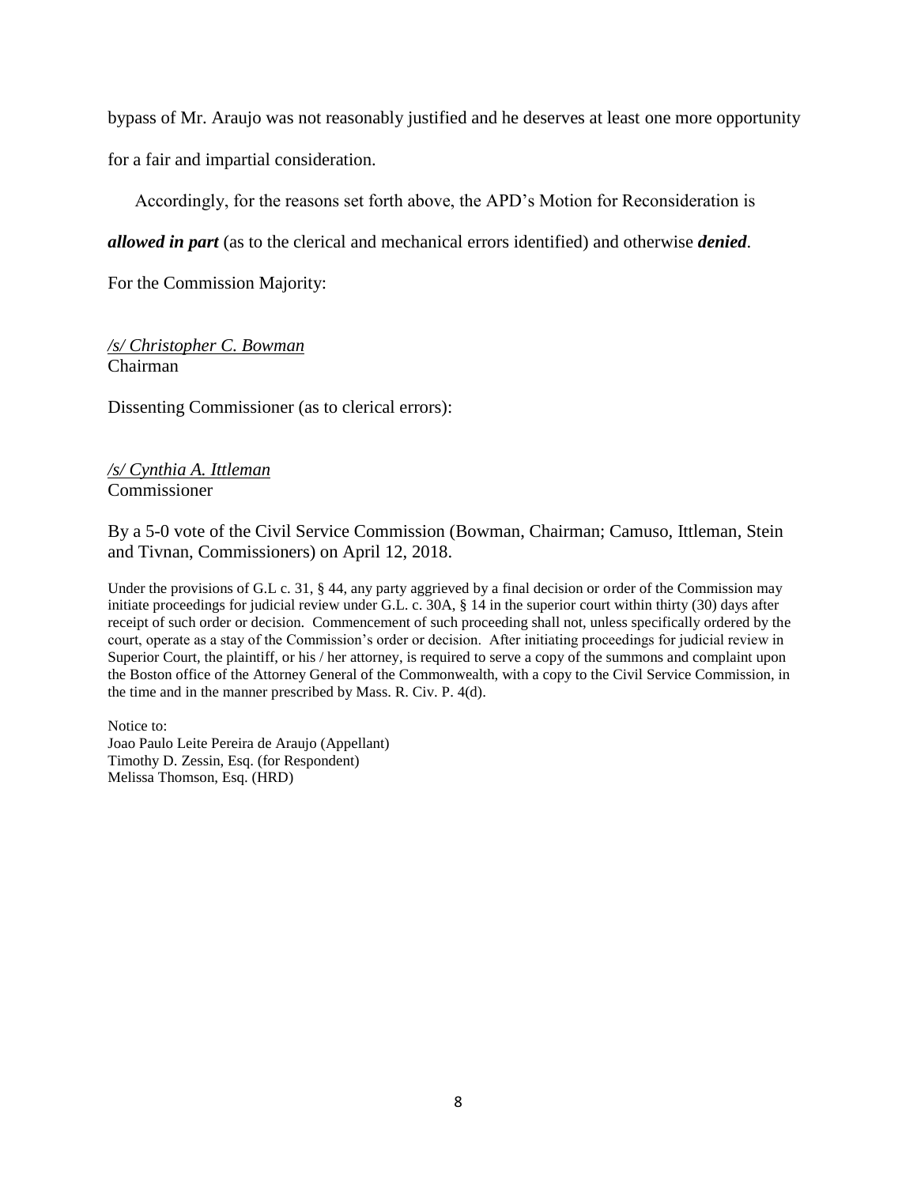bypass of Mr. Araujo was not reasonably justified and he deserves at least one more opportunity for a fair and impartial consideration.

Accordingly, for the reasons set forth above, the APD's Motion for Reconsideration is ***allowed in part*** (as to the clerical and mechanical errors identified) and otherwise ***denied***.

For the Commission Majority:

*/s/ Christopher C. Bowman*
Chairman

Dissenting Commissioner (as to clerical errors):

*/s/ Cynthia A. Ittleman*
Commissioner

By a 5-0 vote of the Civil Service Commission (Bowman, Chairman; Camuso, Ittleman, Stein and Tivnan, Commissioners) on April 12, 2018.

Under the provisions of G.L c. 31, § 44, any party aggrieved by a final decision or order of the Commission may initiate proceedings for judicial review under G.L. c. 30A, § 14 in the superior court within thirty (30) days after receipt of such order or decision. Commencement of such proceeding shall not, unless specifically ordered by the court, operate as a stay of the Commission's order or decision. After initiating proceedings for judicial review in Superior Court, the plaintiff, or his / her attorney, is required to serve a copy of the summons and complaint upon the Boston office of the Attorney General of the Commonwealth, with a copy to the Civil Service Commission, in the time and in the manner prescribed by Mass. R. Civ. P. 4(d).

Notice to:
Joao Paulo Leite Pereira de Araujo (Appellant)
Timothy D. Zessin, Esq. (for Respondent)
Melissa Thomson, Esq. (HRD)